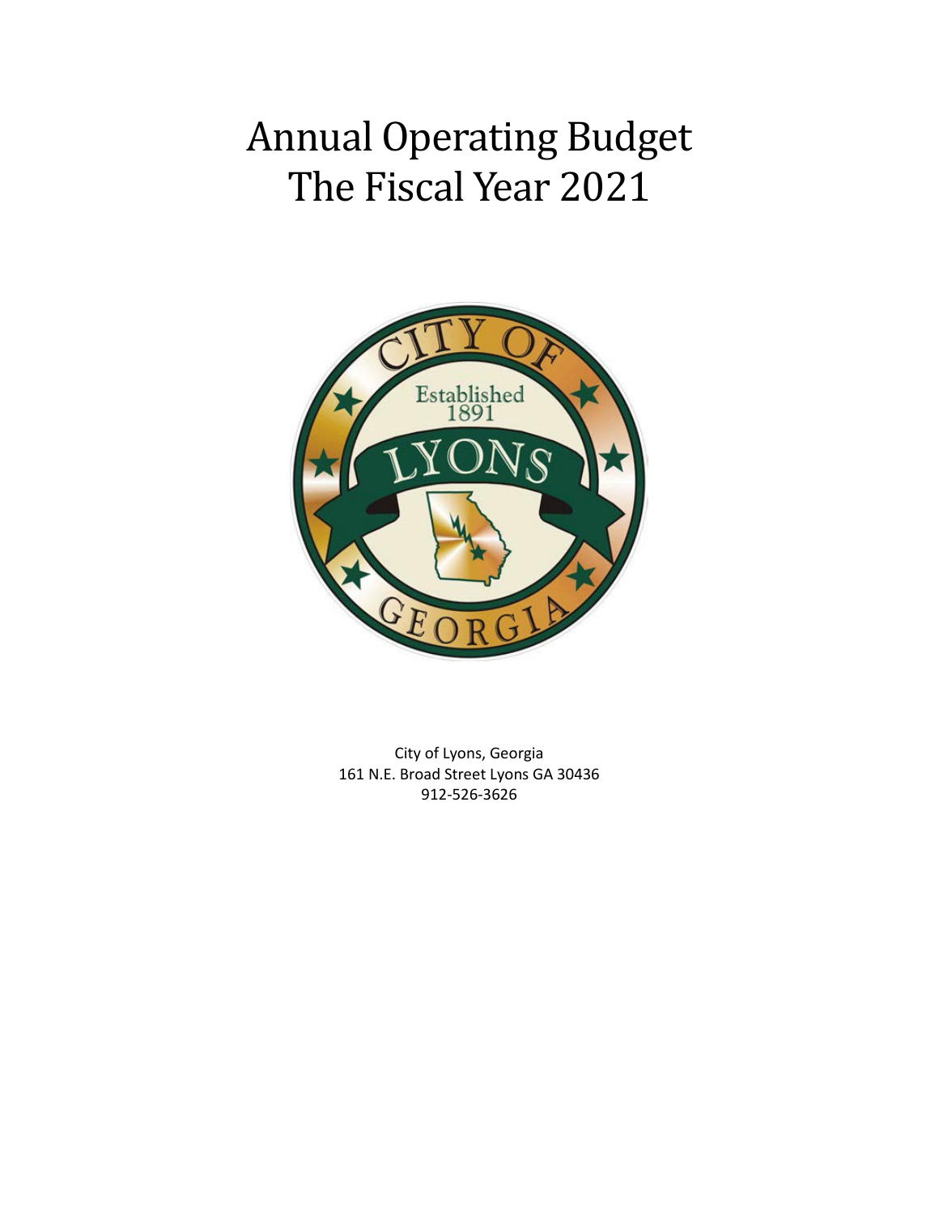# Annual Operating Budget
# The Fiscal Year 2021

City of Lyons, Georgia
161 N.E. Broad Street Lyons GA 30436
912-526-3626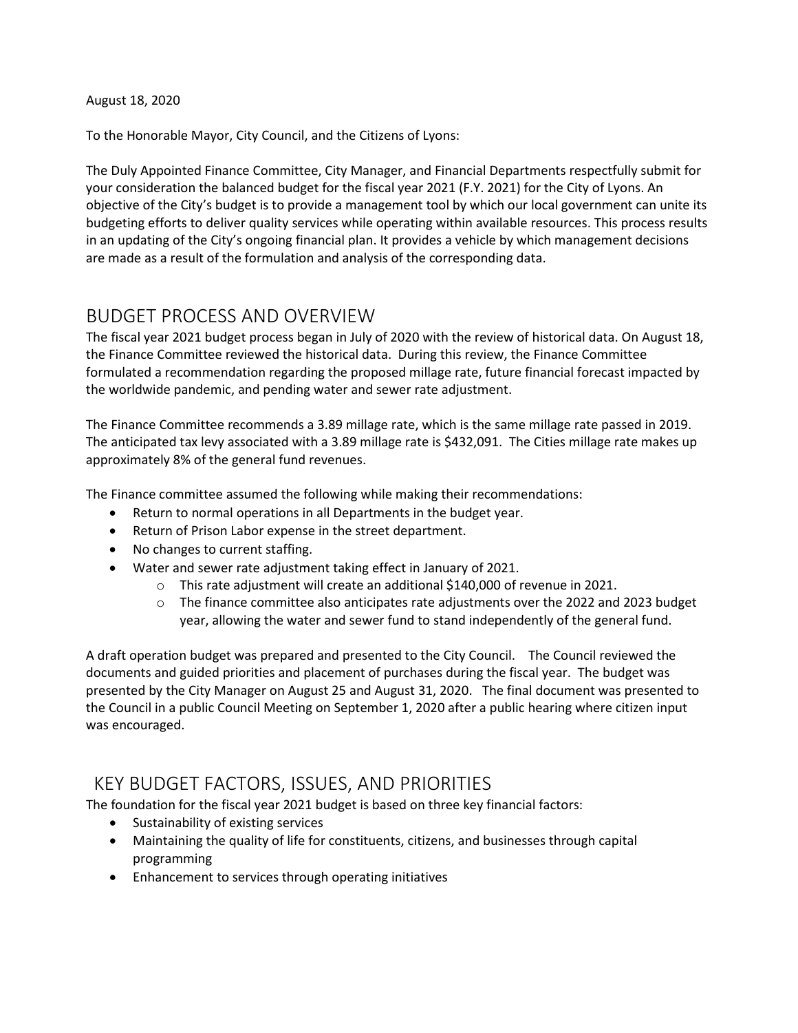August 18, 2020

To the Honorable Mayor, City Council, and the Citizens of Lyons:

The Duly Appointed Finance Committee, City Manager, and Financial Departments respectfully submit for your consideration the balanced budget for the fiscal year 2021 (F.Y. 2021) for the City of Lyons. An objective of the City's budget is to provide a management tool by which our local government can unite its budgeting efforts to deliver quality services while operating within available resources. This process results in an updating of the City's ongoing financial plan. It provides a vehicle by which management decisions are made as a result of the formulation and analysis of the corresponding data.

## BUDGET PROCESS AND OVERVIEW

The fiscal year 2021 budget process began in July of 2020 with the review of historical data. On August 18, the Finance Committee reviewed the historical data. During this review, the Finance Committee formulated a recommendation regarding the proposed millage rate, future financial forecast impacted by the worldwide pandemic, and pending water and sewer rate adjustment.

The Finance Committee recommends a 3.89 millage rate, which is the same millage rate passed in 2019. The anticipated tax levy associated with a 3.89 millage rate is $432,091. The Cities millage rate makes up approximately 8% of the general fund revenues.

The Finance committee assumed the following while making their recommendations:

- Return to normal operations in all Departments in the budget year.
- Return of Prison Labor expense in the street department.
- No changes to current staffing.
- Water and sewer rate adjustment taking effect in January of 2021.
  - This rate adjustment will create an additional $140,000 of revenue in 2021.
  - The finance committee also anticipates rate adjustments over the 2022 and 2023 budget year, allowing the water and sewer fund to stand independently of the general fund.

A draft operation budget was prepared and presented to the City Council. The Council reviewed the documents and guided priorities and placement of purchases during the fiscal year. The budget was presented by the City Manager on August 25 and August 31, 2020. The final document was presented to the Council in a public Council Meeting on September 1, 2020 after a public hearing where citizen input was encouraged.

## KEY BUDGET FACTORS, ISSUES, AND PRIORITIES

The foundation for the fiscal year 2021 budget is based on three key financial factors:

- Sustainability of existing services
- Maintaining the quality of life for constituents, citizens, and businesses through capital programming
- Enhancement to services through operating initiatives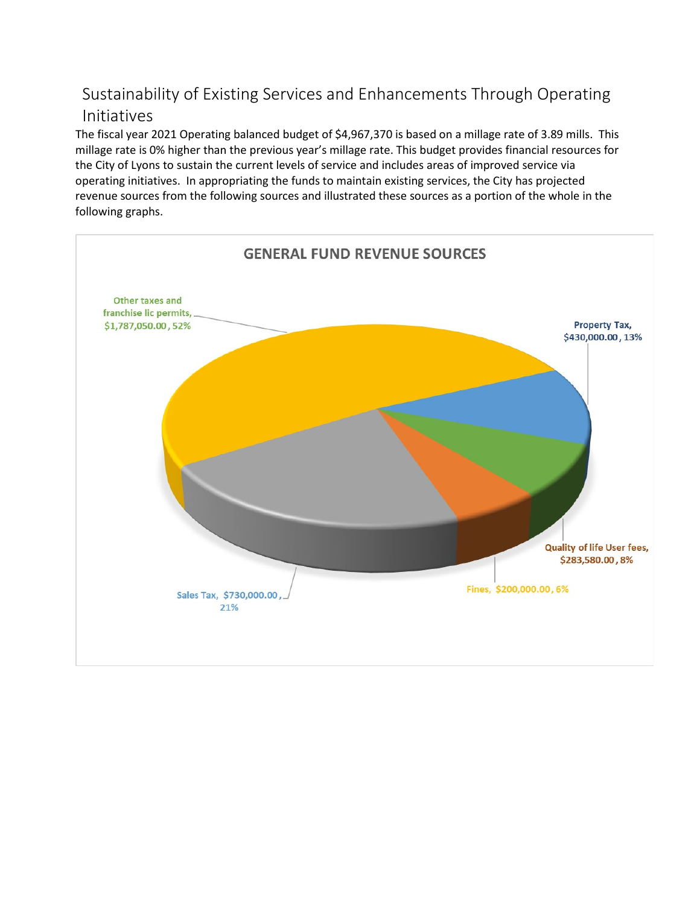## Sustainability of Existing Services and Enhancements Through Operating Initiatives

The fiscal year 2021 Operating balanced budget of $4,967,370 is based on a millage rate of 3.89 mills. This millage rate is 0% higher than the previous year's millage rate. This budget provides financial resources for the City of Lyons to sustain the current levels of service and includes areas of improved service via operating initiatives. In appropriating the funds to maintain existing services, the City has projected revenue sources from the following sources and illustrated these sources as a portion of the whole in the following graphs.

**GENERAL FUND REVENUE SOURCES**

Other taxes and franchise lic permits, $1,787,050.00, 52%

Property Tax, $430,000.00, 13%

Quality of life User fees, $283,580.00, 8%

Fines, $200,000.00, 6%

Sales Tax, $730,000.00, 21%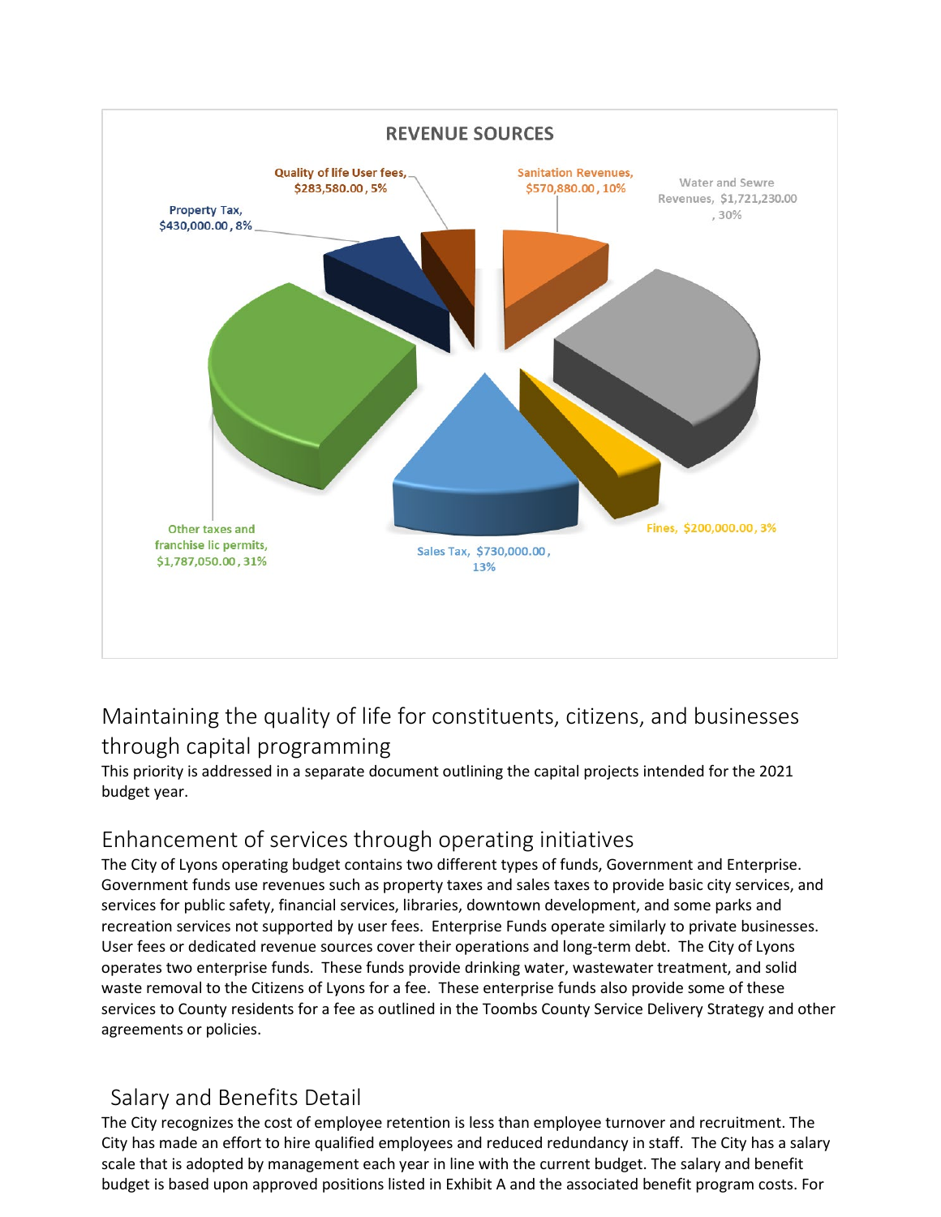**REVENUE SOURCES**

- Quality of life User fees, $283,580.00, 5%
- Sanitation Revenues, $570,880.00, 10%
- Water and Sewre Revenues, $1,721,230.00, 30%
- Property Tax, $430,000.00, 8%
- Other taxes and franchise lic permits, $1,787,050.00, 31%
- Sales Tax, $730,000.00, 13%
- Fines, $200,000.00, 3%

## Maintaining the quality of life for constituents, citizens, and businesses through capital programming

This priority is addressed in a separate document outlining the capital projects intended for the 2021 budget year.

## Enhancement of services through operating initiatives

The City of Lyons operating budget contains two different types of funds, Government and Enterprise. Government funds use revenues such as property taxes and sales taxes to provide basic city services, and services for public safety, financial services, libraries, downtown development, and some parks and recreation services not supported by user fees. Enterprise Funds operate similarly to private businesses. User fees or dedicated revenue sources cover their operations and long-term debt. The City of Lyons operates two enterprise funds. These funds provide drinking water, wastewater treatment, and solid waste removal to the Citizens of Lyons for a fee. These enterprise funds also provide some of these services to County residents for a fee as outlined in the Toombs County Service Delivery Strategy and other agreements or policies.

## Salary and Benefits Detail

The City recognizes the cost of employee retention is less than employee turnover and recruitment. The City has made an effort to hire qualified employees and reduced redundancy in staff. The City has a salary scale that is adopted by management each year in line with the current budget. The salary and benefit budget is based upon approved positions listed in Exhibit A and the associated benefit program costs. For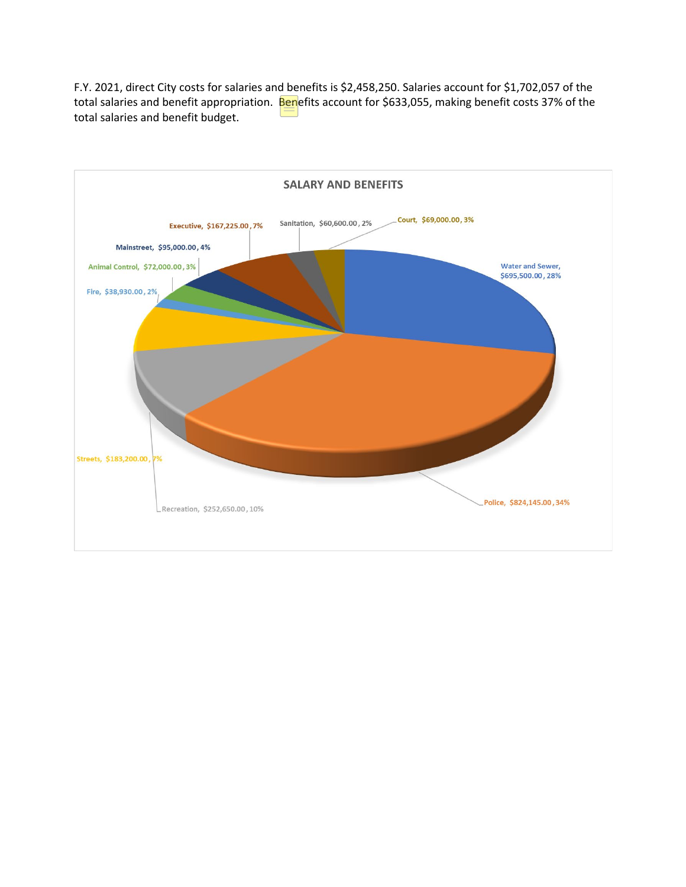F.Y. 2021, direct City costs for salaries and benefits is $2,458,250. Salaries account for $1,702,057 of the total salaries and benefit appropriation. Benefits account for $633,055, making benefit costs 37% of the total salaries and benefit budget.

**SALARY AND BENEFITS**

| Department | Amount | Percent |
|---|---|---|
| Water and Sewer | $695,500.00 | 28% |
| Police | $824,145.00 | 34% |
| Recreation | $252,650.00 | 10% |
| Streets | $183,200.00 | 7% |
| Fire | $38,930.00 | 2% |
| Animal Control | $72,000.00 | 3% |
| Mainstreet | $95,000.00 | 4% |
| Executive | $167,225.00 | 7% |
| Sanitation | $60,600.00 | 2% |
| Court | $69,000.00 | 3% |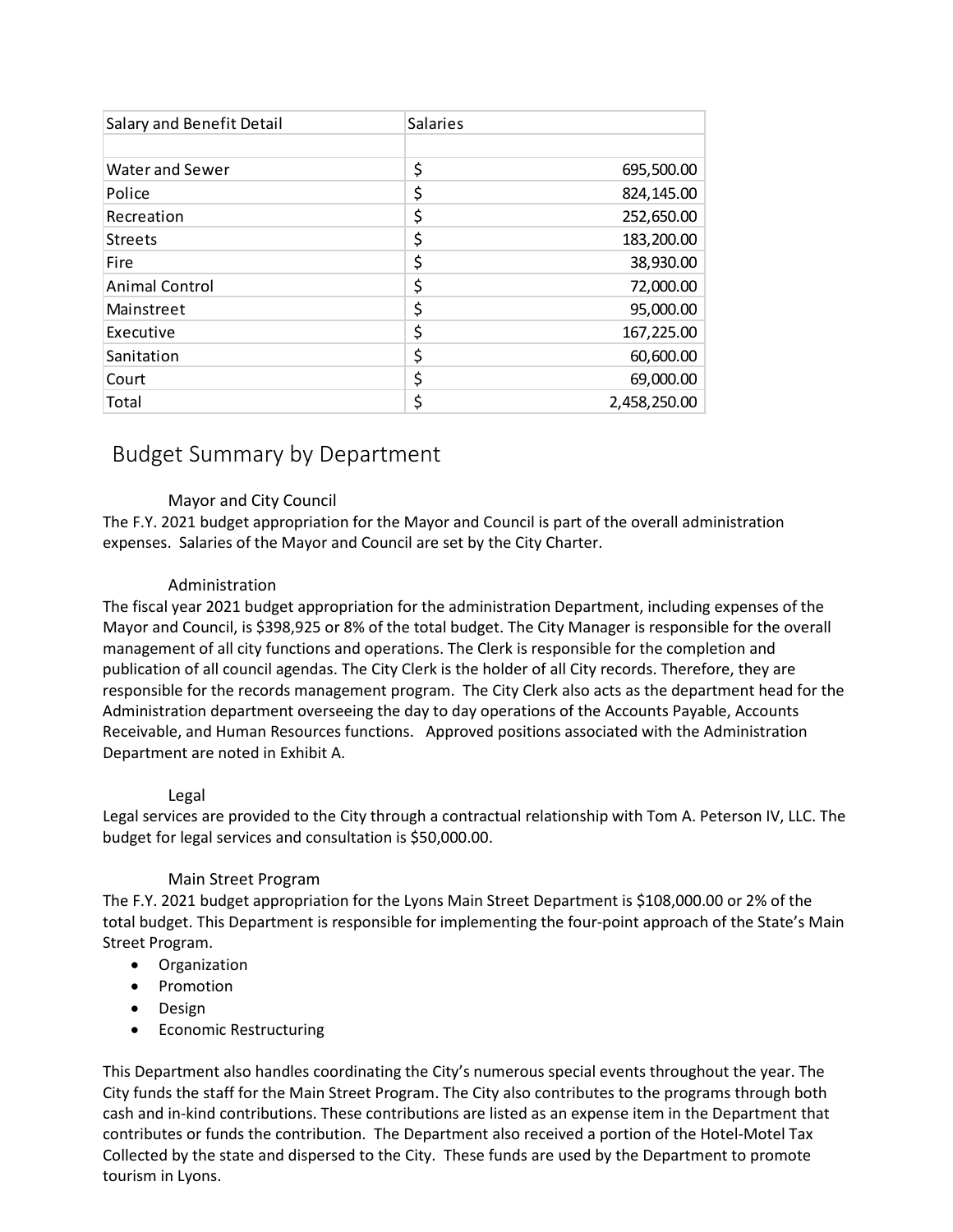| Salary and Benefit Detail | Salaries |
|---|---|
| | |
| Water and Sewer | $ 695,500.00 |
| Police | $ 824,145.00 |
| Recreation | $ 252,650.00 |
| Streets | $ 183,200.00 |
| Fire | $ 38,930.00 |
| Animal Control | $ 72,000.00 |
| Mainstreet | $ 95,000.00 |
| Executive | $ 167,225.00 |
| Sanitation | $ 60,600.00 |
| Court | $ 69,000.00 |
| Total | $ 2,458,250.00 |

## Budget Summary by Department

### Mayor and City Council

The F.Y. 2021 budget appropriation for the Mayor and Council is part of the overall administration expenses. Salaries of the Mayor and Council are set by the City Charter.

### Administration

The fiscal year 2021 budget appropriation for the administration Department, including expenses of the Mayor and Council, is $398,925 or 8% of the total budget. The City Manager is responsible for the overall management of all city functions and operations. The Clerk is responsible for the completion and publication of all council agendas. The City Clerk is the holder of all City records. Therefore, they are responsible for the records management program. The City Clerk also acts as the department head for the Administration department overseeing the day to day operations of the Accounts Payable, Accounts Receivable, and Human Resources functions. Approved positions associated with the Administration Department are noted in Exhibit A.

### Legal

Legal services are provided to the City through a contractual relationship with Tom A. Peterson IV, LLC. The budget for legal services and consultation is $50,000.00.

### Main Street Program

The F.Y. 2021 budget appropriation for the Lyons Main Street Department is $108,000.00 or 2% of the total budget. This Department is responsible for implementing the four-point approach of the State's Main Street Program.

- Organization
- Promotion
- Design
- Economic Restructuring

This Department also handles coordinating the City's numerous special events throughout the year. The City funds the staff for the Main Street Program. The City also contributes to the programs through both cash and in-kind contributions. These contributions are listed as an expense item in the Department that contributes or funds the contribution. The Department also received a portion of the Hotel-Motel Tax Collected by the state and dispersed to the City. These funds are used by the Department to promote tourism in Lyons.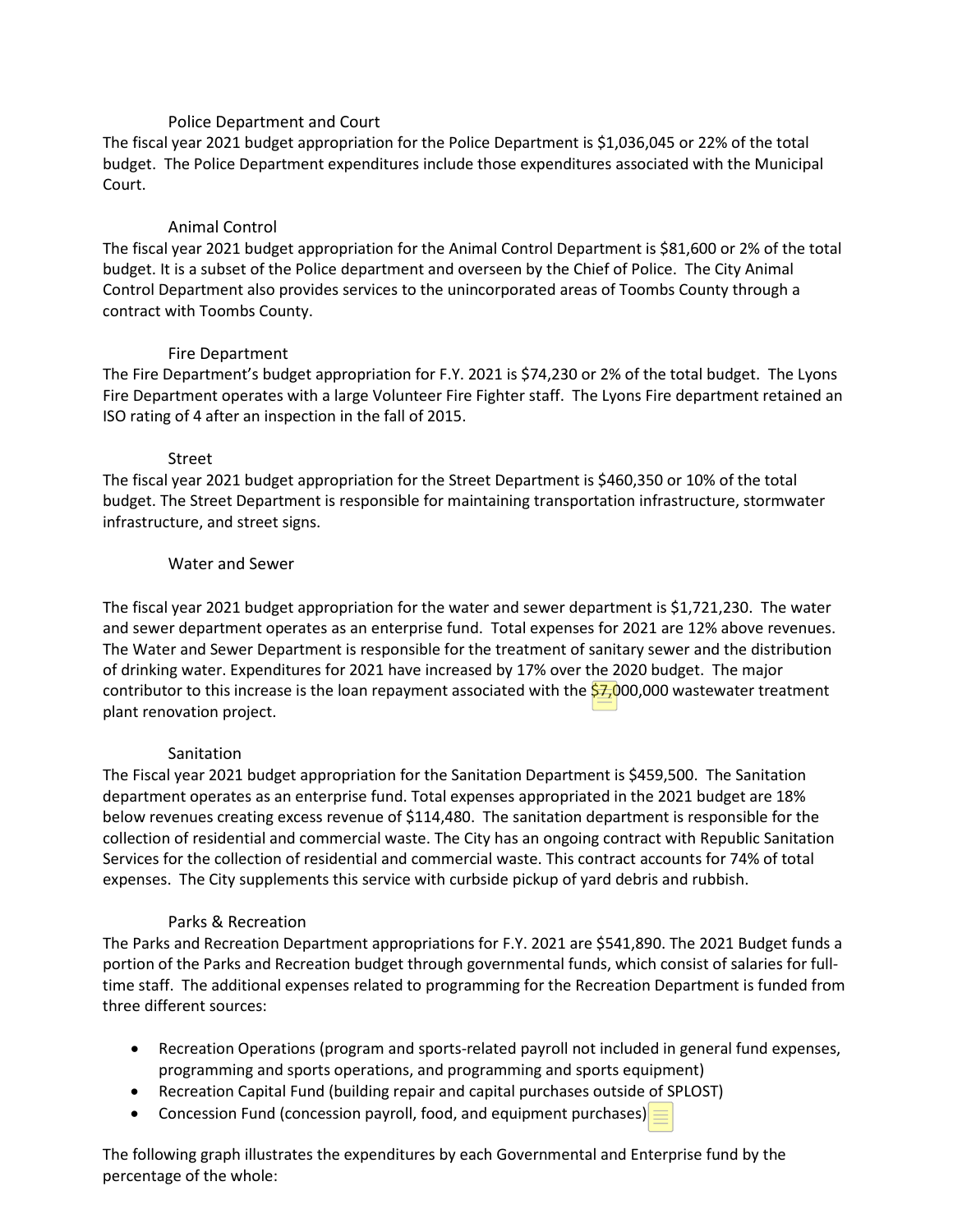### Police Department and Court

The fiscal year 2021 budget appropriation for the Police Department is $1,036,045 or 22% of the total budget. The Police Department expenditures include those expenditures associated with the Municipal Court.

### Animal Control

The fiscal year 2021 budget appropriation for the Animal Control Department is $81,600 or 2% of the total budget. It is a subset of the Police department and overseen by the Chief of Police. The City Animal Control Department also provides services to the unincorporated areas of Toombs County through a contract with Toombs County.

### Fire Department

The Fire Department's budget appropriation for F.Y. 2021 is $74,230 or 2% of the total budget. The Lyons Fire Department operates with a large Volunteer Fire Fighter staff. The Lyons Fire department retained an ISO rating of 4 after an inspection in the fall of 2015.

### Street

The fiscal year 2021 budget appropriation for the Street Department is $460,350 or 10% of the total budget. The Street Department is responsible for maintaining transportation infrastructure, stormwater infrastructure, and street signs.

### Water and Sewer

The fiscal year 2021 budget appropriation for the water and sewer department is $1,721,230. The water and sewer department operates as an enterprise fund. Total expenses for 2021 are 12% above revenues. The Water and Sewer Department is responsible for the treatment of sanitary sewer and the distribution of drinking water. Expenditures for 2021 have increased by 17% over the 2020 budget. The major contributor to this increase is the loan repayment associated with the $7,000,000 wastewater treatment plant renovation project.

### Sanitation

The Fiscal year 2021 budget appropriation for the Sanitation Department is $459,500. The Sanitation department operates as an enterprise fund. Total expenses appropriated in the 2021 budget are 18% below revenues creating excess revenue of $114,480. The sanitation department is responsible for the collection of residential and commercial waste. The City has an ongoing contract with Republic Sanitation Services for the collection of residential and commercial waste. This contract accounts for 74% of total expenses. The City supplements this service with curbside pickup of yard debris and rubbish.

### Parks & Recreation

The Parks and Recreation Department appropriations for F.Y. 2021 are $541,890. The 2021 Budget funds a portion of the Parks and Recreation budget through governmental funds, which consist of salaries for full-time staff. The additional expenses related to programming for the Recreation Department is funded from three different sources:

- Recreation Operations (program and sports-related payroll not included in general fund expenses, programming and sports operations, and programming and sports equipment)
- Recreation Capital Fund (building repair and capital purchases outside of SPLOST)
- Concession Fund (concession payroll, food, and equipment purchases)

The following graph illustrates the expenditures by each Governmental and Enterprise fund by the percentage of the whole: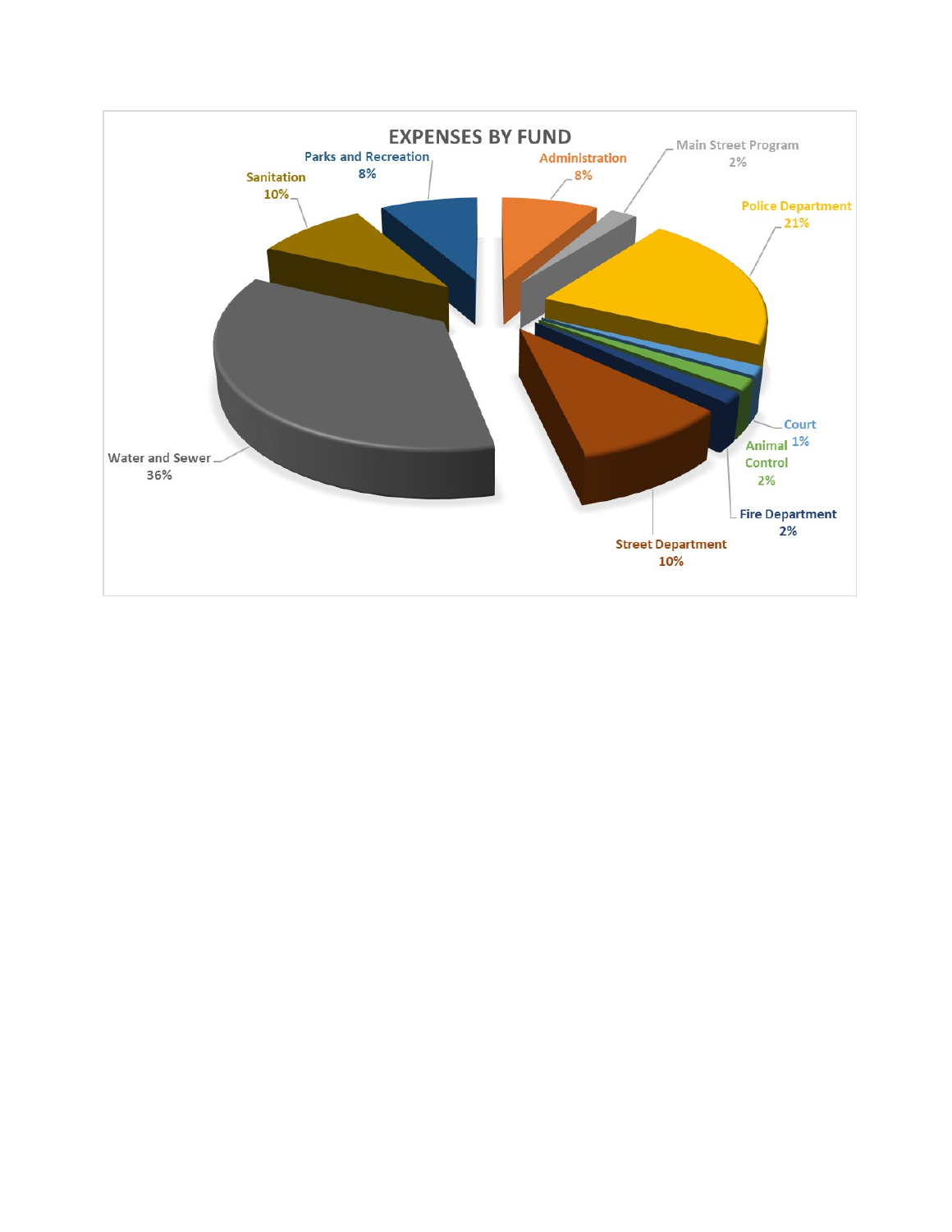## EXPENSES BY FUND

| Fund | Percentage |
|---|---|
| Water and Sewer | 36% |
| Sanitation | 10% |
| Parks and Recreation | 8% |
| Administration | 8% |
| Main Street Program | 2% |
| Police Department | 21% |
| Court | 1% |
| Animal Control | 2% |
| Fire Department | 2% |
| Street Department | 10% |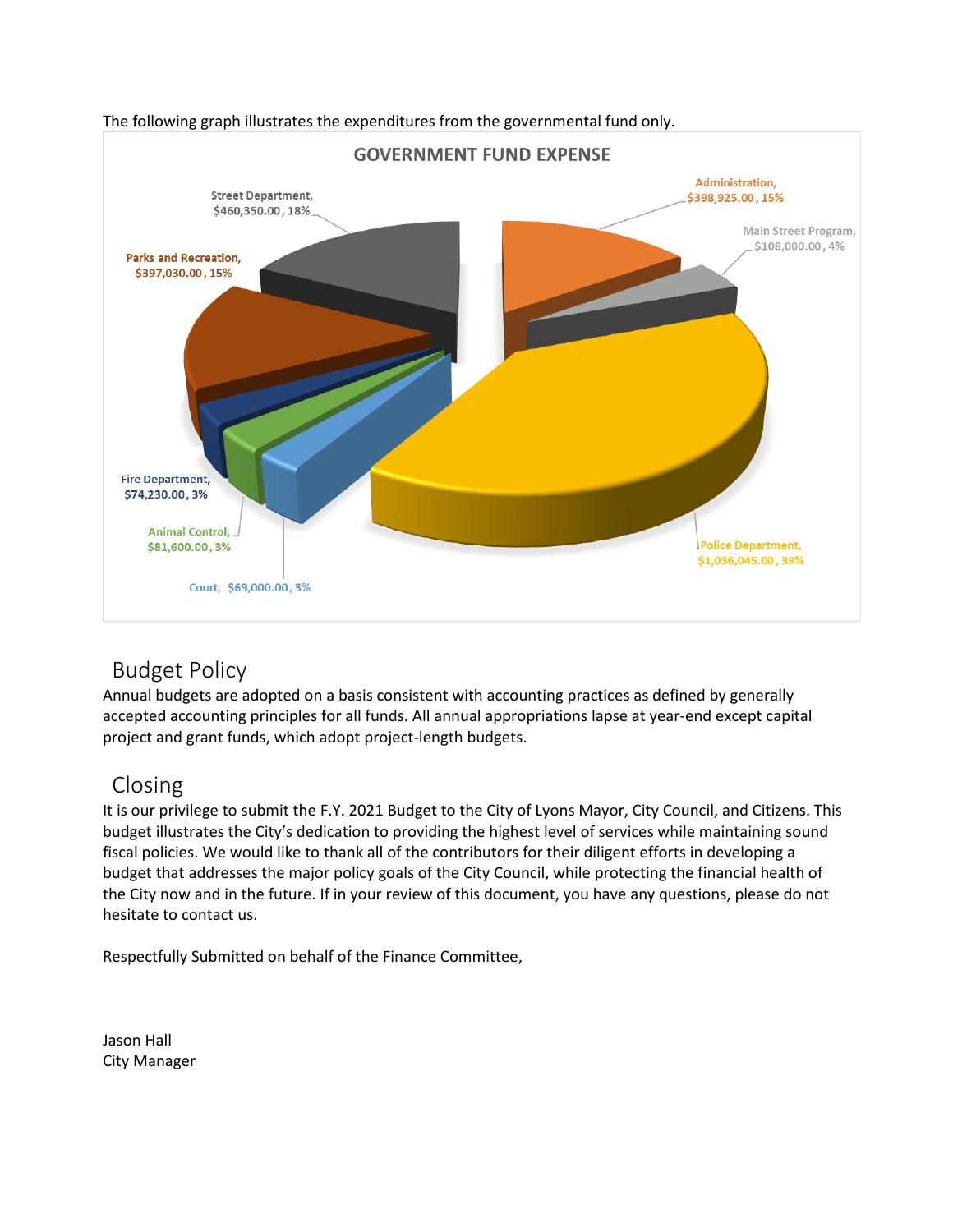The following graph illustrates the expenditures from the governmental fund only.

GOVERNMENT FUND EXPENSE

Street Department, $460,350.00, 18%

Administration, $398,925.00, 15%

Main Street Program, $108,000.00, 4%

Parks and Recreation, $397,030.00, 15%

Fire Department, $74,230.00, 3%

Animal Control, $81,600.00, 3%

Court, $69,000.00, 3%

Police Department, $1,036,045.00, 39%

## Budget Policy

Annual budgets are adopted on a basis consistent with accounting practices as defined by generally accepted accounting principles for all funds. All annual appropriations lapse at year-end except capital project and grant funds, which adopt project-length budgets.

## Closing

It is our privilege to submit the F.Y. 2021 Budget to the City of Lyons Mayor, City Council, and Citizens. This budget illustrates the City's dedication to providing the highest level of services while maintaining sound fiscal policies. We would like to thank all of the contributors for their diligent efforts in developing a budget that addresses the major policy goals of the City Council, while protecting the financial health of the City now and in the future. If in your review of this document, you have any questions, please do not hesitate to contact us.

Respectfully Submitted on behalf of the Finance Committee,

Jason Hall
City Manager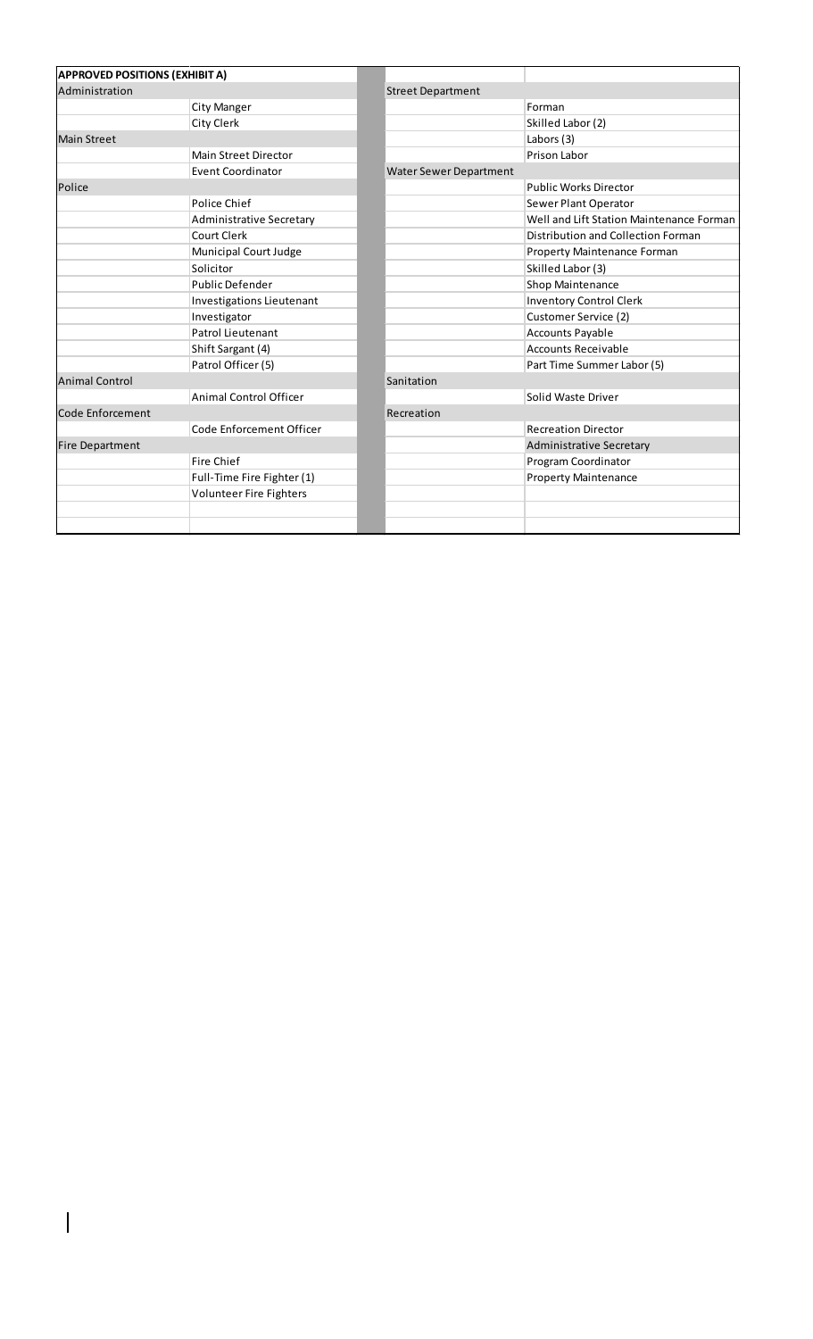| APPROVED POSITIONS (EXHIBIT A) | | | | |
|---|---|---|---|---|
| Administration | | | Street Department | |
| | City Manger | | | Forman |
| | City Clerk | | | Skilled Labor (2) |
| Main Street | | | | Labors (3) |
| | Main Street Director | | | Prison Labor |
| | Event Coordinator | | Water Sewer Department | |
| Police | | | | Public Works Director |
| | Police Chief | | | Sewer Plant Operator |
| | Administrative Secretary | | | Well and Lift Station Maintenance Forman |
| | Court Clerk | | | Distribution and Collection Forman |
| | Municipal Court Judge | | | Property Maintenance Forman |
| | Solicitor | | | Skilled Labor (3) |
| | Public Defender | | | Shop Maintenance |
| | Investigations Lieutenant | | | Inventory Control Clerk |
| | Investigator | | | Customer Service (2) |
| | Patrol Lieutenant | | | Accounts Payable |
| | Shift Sargant (4) | | | Accounts Receivable |
| | Patrol Officer (5) | | | Part Time Summer Labor (5) |
| Animal Control | | | Sanitation | |
| | Animal Control Officer | | | Solid Waste Driver |
| Code Enforcement | | | Recreation | |
| | Code Enforcement Officer | | | Recreation Director |
| Fire Department | | | | Administrative Secretary |
| | Fire Chief | | | Program Coordinator |
| | Full-Time Fire Fighter (1) | | | Property Maintenance |
| | Volunteer Fire Fighters | | | |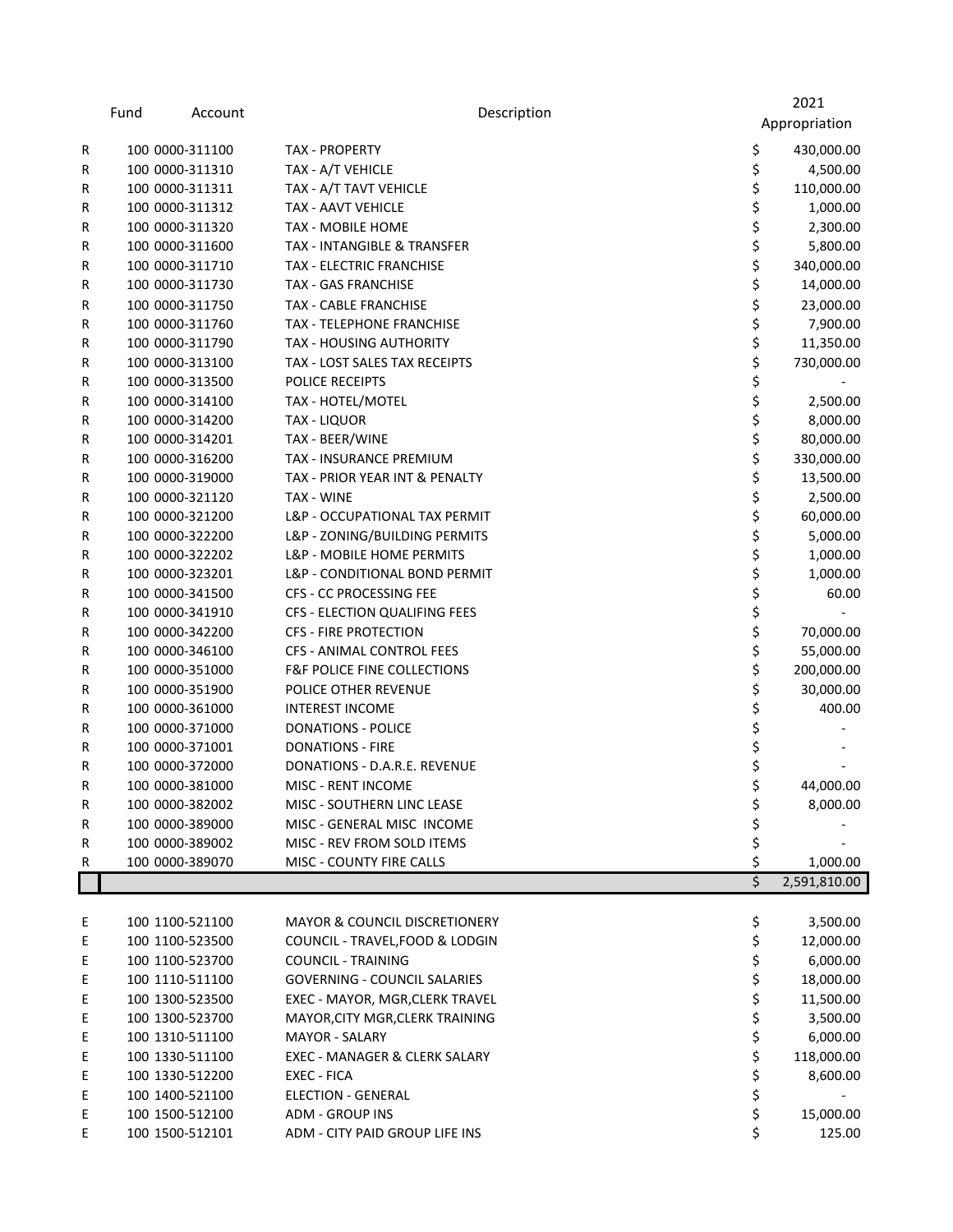| | Fund | Account | Description | 2021 Appropriation |
|---|---|---|---|---|
| R | 100 | 0000-311100 | TAX - PROPERTY | $ 430,000.00 |
| R | 100 | 0000-311310 | TAX - A/T VEHICLE | $ 4,500.00 |
| R | 100 | 0000-311311 | TAX - A/T TAVT VEHICLE | $ 110,000.00 |
| R | 100 | 0000-311312 | TAX - AAVT VEHICLE | $ 1,000.00 |
| R | 100 | 0000-311320 | TAX - MOBILE HOME | $ 2,300.00 |
| R | 100 | 0000-311600 | TAX - INTANGIBLE & TRANSFER | $ 5,800.00 |
| R | 100 | 0000-311710 | TAX - ELECTRIC FRANCHISE | $ 340,000.00 |
| R | 100 | 0000-311730 | TAX - GAS FRANCHISE | $ 14,000.00 |
| R | 100 | 0000-311750 | TAX - CABLE FRANCHISE | $ 23,000.00 |
| R | 100 | 0000-311760 | TAX - TELEPHONE FRANCHISE | $ 7,900.00 |
| R | 100 | 0000-311790 | TAX - HOUSING AUTHORITY | $ 11,350.00 |
| R | 100 | 0000-313100 | TAX - LOST SALES TAX RECEIPTS | $ 730,000.00 |
| R | 100 | 0000-313500 | POLICE RECEIPTS | $ - |
| R | 100 | 0000-314100 | TAX - HOTEL/MOTEL | $ 2,500.00 |
| R | 100 | 0000-314200 | TAX - LIQUOR | $ 8,000.00 |
| R | 100 | 0000-314201 | TAX - BEER/WINE | $ 80,000.00 |
| R | 100 | 0000-316200 | TAX - INSURANCE PREMIUM | $ 330,000.00 |
| R | 100 | 0000-319000 | TAX - PRIOR YEAR INT & PENALTY | $ 13,500.00 |
| R | 100 | 0000-321120 | TAX - WINE | $ 2,500.00 |
| R | 100 | 0000-321200 | L&P - OCCUPATIONAL TAX PERMIT | $ 60,000.00 |
| R | 100 | 0000-322200 | L&P - ZONING/BUILDING PERMITS | $ 5,000.00 |
| R | 100 | 0000-322202 | L&P - MOBILE HOME PERMITS | $ 1,000.00 |
| R | 100 | 0000-323201 | L&P - CONDITIONAL BOND PERMIT | $ 1,000.00 |
| R | 100 | 0000-341500 | CFS - CC PROCESSING FEE | $ 60.00 |
| R | 100 | 0000-341910 | CFS - ELECTION QUALIFING FEES | $ - |
| R | 100 | 0000-342200 | CFS - FIRE PROTECTION | $ 70,000.00 |
| R | 100 | 0000-346100 | CFS - ANIMAL CONTROL FEES | $ 55,000.00 |
| R | 100 | 0000-351000 | F&F POLICE FINE COLLECTIONS | $ 200,000.00 |
| R | 100 | 0000-351900 | POLICE OTHER REVENUE | $ 30,000.00 |
| R | 100 | 0000-361000 | INTEREST INCOME | $ 400.00 |
| R | 100 | 0000-371000 | DONATIONS - POLICE | $ - |
| R | 100 | 0000-371001 | DONATIONS - FIRE | $ - |
| R | 100 | 0000-372000 | DONATIONS - D.A.R.E. REVENUE | $ - |
| R | 100 | 0000-381000 | MISC - RENT INCOME | $ 44,000.00 |
| R | 100 | 0000-382002 | MISC - SOUTHERN LINC LEASE | $ 8,000.00 |
| R | 100 | 0000-389000 | MISC - GENERAL MISC INCOME | $ - |
| R | 100 | 0000-389002 | MISC - REV FROM SOLD ITEMS | $ - |
| R | 100 | 0000-389070 | MISC - COUNTY FIRE CALLS | $ 1,000.00 |
| | | | | $ 2,591,810.00 |

| | Fund | Account | Description | 2021 Appropriation |
|---|---|---|---|---|
| E | 100 | 1100-521100 | MAYOR & COUNCIL DISCRETIONERY | $ 3,500.00 |
| E | 100 | 1100-523500 | COUNCIL - TRAVEL,FOOD & LODGIN | $ 12,000.00 |
| E | 100 | 1100-523700 | COUNCIL - TRAINING | $ 6,000.00 |
| E | 100 | 1110-511100 | GOVERNING - COUNCIL SALARIES | $ 18,000.00 |
| E | 100 | 1300-523500 | EXEC - MAYOR, MGR,CLERK TRAVEL | $ 11,500.00 |
| E | 100 | 1300-523700 | MAYOR,CITY MGR,CLERK TRAINING | $ 3,500.00 |
| E | 100 | 1310-511100 | MAYOR - SALARY | $ 6,000.00 |
| E | 100 | 1330-511100 | EXEC - MANAGER & CLERK SALARY | $ 118,000.00 |
| E | 100 | 1330-512200 | EXEC - FICA | $ 8,600.00 |
| E | 100 | 1400-521100 | ELECTION - GENERAL | $ - |
| E | 100 | 1500-512100 | ADM - GROUP INS | $ 15,000.00 |
| E | 100 | 1500-512101 | ADM - CITY PAID GROUP LIFE INS | $ 125.00 |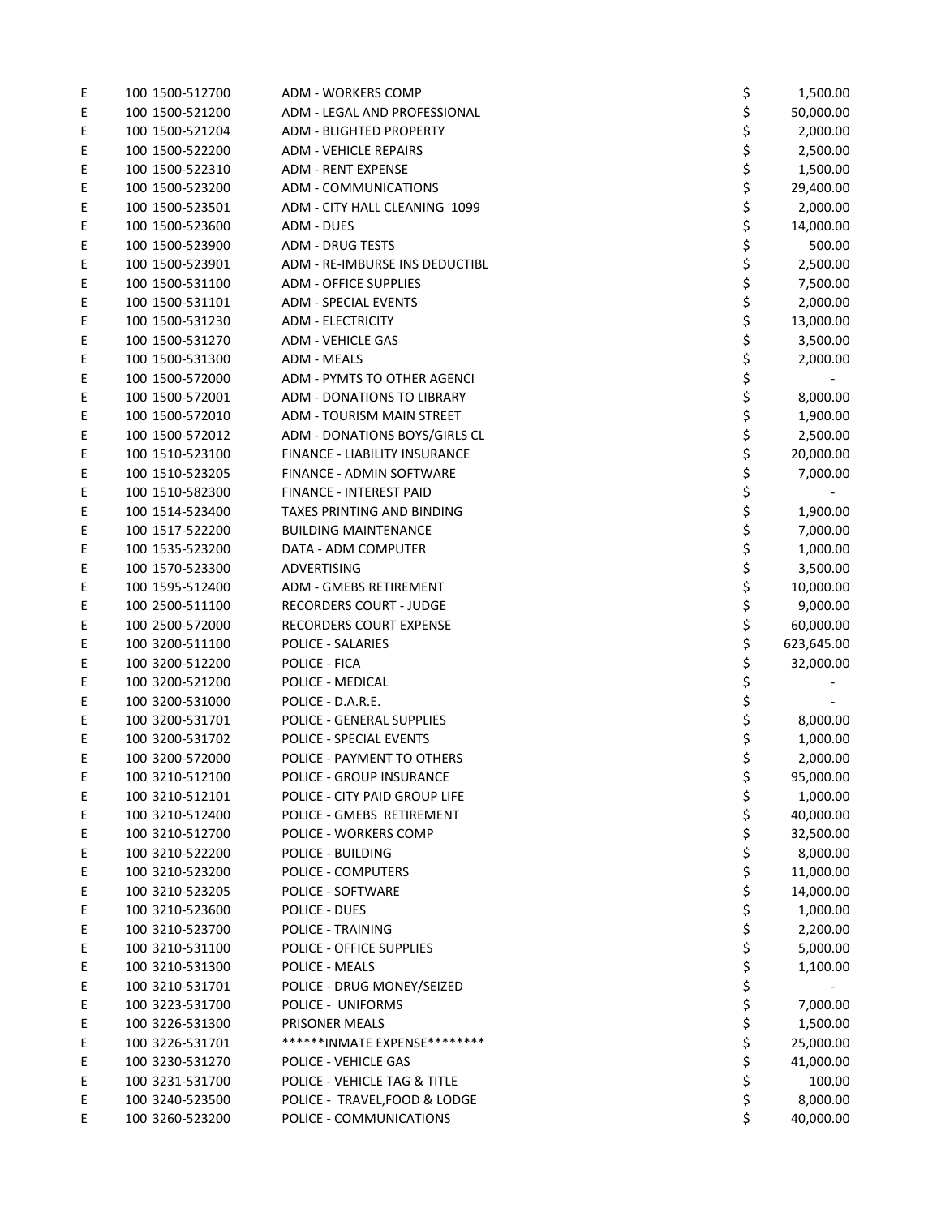| | | | | |
|---|---|---|---|---|
| E | 100 1500-512700 | ADM - WORKERS COMP | $ | 1,500.00 |
| E | 100 1500-521200 | ADM - LEGAL AND PROFESSIONAL | $ | 50,000.00 |
| E | 100 1500-521204 | ADM - BLIGHTED PROPERTY | $ | 2,000.00 |
| E | 100 1500-522200 | ADM - VEHICLE REPAIRS | $ | 2,500.00 |
| E | 100 1500-522310 | ADM - RENT EXPENSE | $ | 1,500.00 |
| E | 100 1500-523200 | ADM - COMMUNICATIONS | $ | 29,400.00 |
| E | 100 1500-523501 | ADM - CITY HALL CLEANING 1099 | $ | 2,000.00 |
| E | 100 1500-523600 | ADM - DUES | $ | 14,000.00 |
| E | 100 1500-523900 | ADM - DRUG TESTS | $ | 500.00 |
| E | 100 1500-523901 | ADM - RE-IMBURSE INS DEDUCTIBL | $ | 2,500.00 |
| E | 100 1500-531100 | ADM - OFFICE SUPPLIES | $ | 7,500.00 |
| E | 100 1500-531101 | ADM - SPECIAL EVENTS | $ | 2,000.00 |
| E | 100 1500-531230 | ADM - ELECTRICITY | $ | 13,000.00 |
| E | 100 1500-531270 | ADM - VEHICLE GAS | $ | 3,500.00 |
| E | 100 1500-531300 | ADM - MEALS | $ | 2,000.00 |
| E | 100 1500-572000 | ADM - PYMTS TO OTHER AGENCI | $ | - |
| E | 100 1500-572001 | ADM - DONATIONS TO LIBRARY | $ | 8,000.00 |
| E | 100 1500-572010 | ADM - TOURISM MAIN STREET | $ | 1,900.00 |
| E | 100 1500-572012 | ADM - DONATIONS BOYS/GIRLS CL | $ | 2,500.00 |
| E | 100 1510-523100 | FINANCE - LIABILITY INSURANCE | $ | 20,000.00 |
| E | 100 1510-523205 | FINANCE - ADMIN SOFTWARE | $ | 7,000.00 |
| E | 100 1510-582300 | FINANCE - INTEREST PAID | $ | - |
| E | 100 1514-523400 | TAXES PRINTING AND BINDING | $ | 1,900.00 |
| E | 100 1517-522200 | BUILDING MAINTENANCE | $ | 7,000.00 |
| E | 100 1535-523200 | DATA - ADM COMPUTER | $ | 1,000.00 |
| E | 100 1570-523300 | ADVERTISING | $ | 3,500.00 |
| E | 100 1595-512400 | ADM - GMEBS RETIREMENT | $ | 10,000.00 |
| E | 100 2500-511100 | RECORDERS COURT - JUDGE | $ | 9,000.00 |
| E | 100 2500-572000 | RECORDERS COURT EXPENSE | $ | 60,000.00 |
| E | 100 3200-511100 | POLICE - SALARIES | $ | 623,645.00 |
| E | 100 3200-512200 | POLICE - FICA | $ | 32,000.00 |
| E | 100 3200-521200 | POLICE - MEDICAL | $ | - |
| E | 100 3200-531000 | POLICE - D.A.R.E. | $ | - |
| E | 100 3200-531701 | POLICE - GENERAL SUPPLIES | $ | 8,000.00 |
| E | 100 3200-531702 | POLICE - SPECIAL EVENTS | $ | 1,000.00 |
| E | 100 3200-572000 | POLICE - PAYMENT TO OTHERS | $ | 2,000.00 |
| E | 100 3210-512100 | POLICE - GROUP INSURANCE | $ | 95,000.00 |
| E | 100 3210-512101 | POLICE - CITY PAID GROUP LIFE | $ | 1,000.00 |
| E | 100 3210-512400 | POLICE - GMEBS RETIREMENT | $ | 40,000.00 |
| E | 100 3210-512700 | POLICE - WORKERS COMP | $ | 32,500.00 |
| E | 100 3210-522200 | POLICE - BUILDING | $ | 8,000.00 |
| E | 100 3210-523200 | POLICE - COMPUTERS | $ | 11,000.00 |
| E | 100 3210-523205 | POLICE - SOFTWARE | $ | 14,000.00 |
| E | 100 3210-523600 | POLICE - DUES | $ | 1,000.00 |
| E | 100 3210-523700 | POLICE - TRAINING | $ | 2,200.00 |
| E | 100 3210-531100 | POLICE - OFFICE SUPPLIES | $ | 5,000.00 |
| E | 100 3210-531300 | POLICE - MEALS | $ | 1,100.00 |
| E | 100 3210-531701 | POLICE - DRUG MONEY/SEIZED | $ | - |
| E | 100 3223-531700 | POLICE - UNIFORMS | $ | 7,000.00 |
| E | 100 3226-531300 | PRISONER MEALS | $ | 1,500.00 |
| E | 100 3226-531701 | ******INMATE EXPENSE******** | $ | 25,000.00 |
| E | 100 3230-531270 | POLICE - VEHICLE GAS | $ | 41,000.00 |
| E | 100 3231-531700 | POLICE - VEHICLE TAG & TITLE | $ | 100.00 |
| E | 100 3240-523500 | POLICE - TRAVEL,FOOD & LODGE | $ | 8,000.00 |
| E | 100 3260-523200 | POLICE - COMMUNICATIONS | $ | 40,000.00 |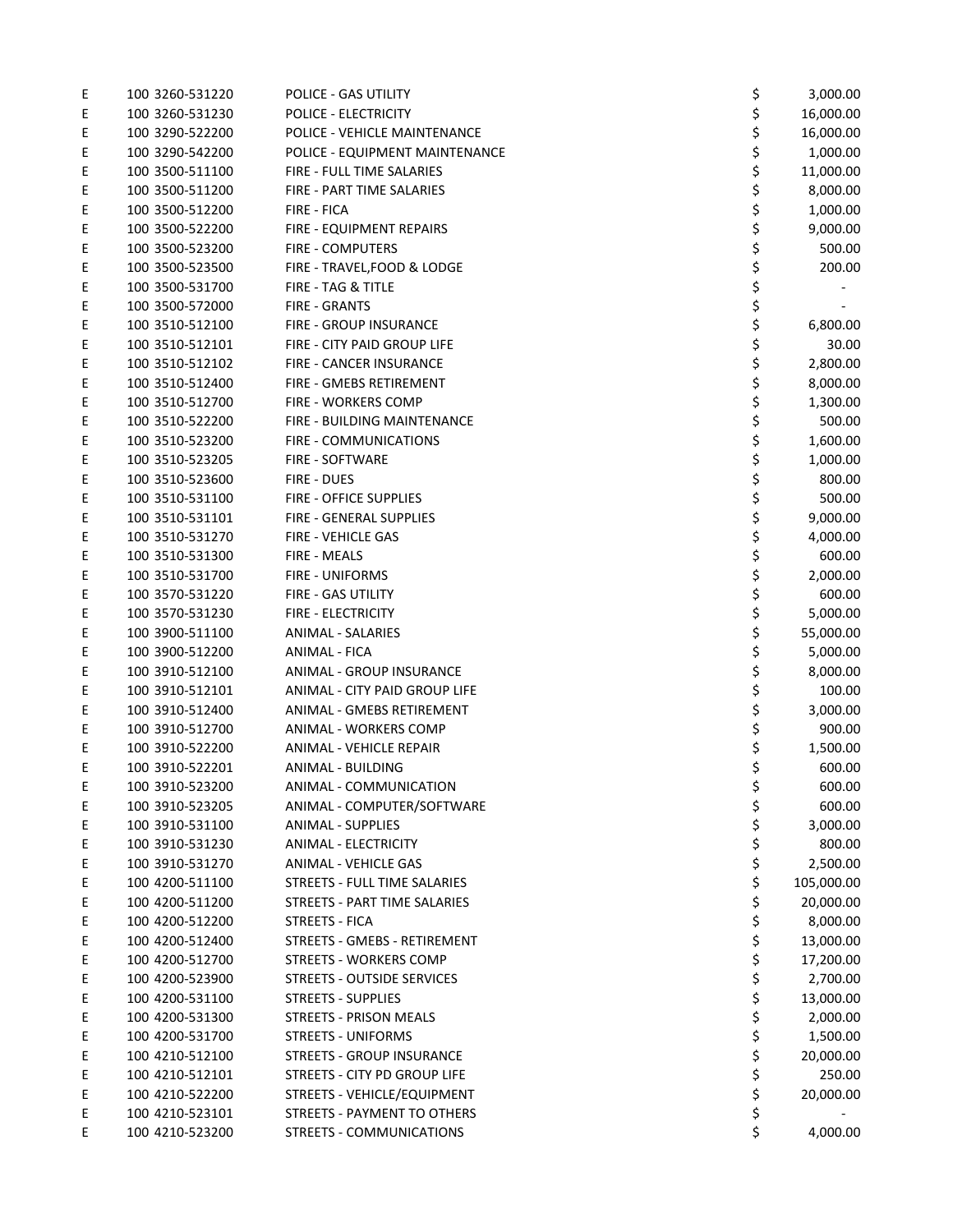| | | | | |
|---|---|---|---|---|
| E | 100 3260-531220 | POLICE - GAS UTILITY | $ | 3,000.00 |
| E | 100 3260-531230 | POLICE - ELECTRICITY | $ | 16,000.00 |
| E | 100 3290-522200 | POLICE - VEHICLE MAINTENANCE | $ | 16,000.00 |
| E | 100 3290-542200 | POLICE - EQUIPMENT MAINTENANCE | $ | 1,000.00 |
| E | 100 3500-511100 | FIRE - FULL TIME SALARIES | $ | 11,000.00 |
| E | 100 3500-511200 | FIRE - PART TIME SALARIES | $ | 8,000.00 |
| E | 100 3500-512200 | FIRE - FICA | $ | 1,000.00 |
| E | 100 3500-522200 | FIRE - EQUIPMENT REPAIRS | $ | 9,000.00 |
| E | 100 3500-523200 | FIRE - COMPUTERS | $ | 500.00 |
| E | 100 3500-523500 | FIRE - TRAVEL,FOOD & LODGE | $ | 200.00 |
| E | 100 3500-531700 | FIRE - TAG & TITLE | $ | - |
| E | 100 3500-572000 | FIRE - GRANTS | $ | - |
| E | 100 3510-512100 | FIRE - GROUP INSURANCE | $ | 6,800.00 |
| E | 100 3510-512101 | FIRE - CITY PAID GROUP LIFE | $ | 30.00 |
| E | 100 3510-512102 | FIRE - CANCER INSURANCE | $ | 2,800.00 |
| E | 100 3510-512400 | FIRE - GMEBS RETIREMENT | $ | 8,000.00 |
| E | 100 3510-512700 | FIRE - WORKERS COMP | $ | 1,300.00 |
| E | 100 3510-522200 | FIRE - BUILDING MAINTENANCE | $ | 500.00 |
| E | 100 3510-523200 | FIRE - COMMUNICATIONS | $ | 1,600.00 |
| E | 100 3510-523205 | FIRE - SOFTWARE | $ | 1,000.00 |
| E | 100 3510-523600 | FIRE - DUES | $ | 800.00 |
| E | 100 3510-531100 | FIRE - OFFICE SUPPLIES | $ | 500.00 |
| E | 100 3510-531101 | FIRE - GENERAL SUPPLIES | $ | 9,000.00 |
| E | 100 3510-531270 | FIRE - VEHICLE GAS | $ | 4,000.00 |
| E | 100 3510-531300 | FIRE - MEALS | $ | 600.00 |
| E | 100 3510-531700 | FIRE - UNIFORMS | $ | 2,000.00 |
| E | 100 3570-531220 | FIRE - GAS UTILITY | $ | 600.00 |
| E | 100 3570-531230 | FIRE - ELECTRICITY | $ | 5,000.00 |
| E | 100 3900-511100 | ANIMAL - SALARIES | $ | 55,000.00 |
| E | 100 3900-512200 | ANIMAL - FICA | $ | 5,000.00 |
| E | 100 3910-512100 | ANIMAL - GROUP INSURANCE | $ | 8,000.00 |
| E | 100 3910-512101 | ANIMAL - CITY PAID GROUP LIFE | $ | 100.00 |
| E | 100 3910-512400 | ANIMAL - GMEBS RETIREMENT | $ | 3,000.00 |
| E | 100 3910-512700 | ANIMAL - WORKERS COMP | $ | 900.00 |
| E | 100 3910-522200 | ANIMAL - VEHICLE REPAIR | $ | 1,500.00 |
| E | 100 3910-522201 | ANIMAL - BUILDING | $ | 600.00 |
| E | 100 3910-523200 | ANIMAL - COMMUNICATION | $ | 600.00 |
| E | 100 3910-523205 | ANIMAL - COMPUTER/SOFTWARE | $ | 600.00 |
| E | 100 3910-531100 | ANIMAL - SUPPLIES | $ | 3,000.00 |
| E | 100 3910-531230 | ANIMAL - ELECTRICITY | $ | 800.00 |
| E | 100 3910-531270 | ANIMAL - VEHICLE GAS | $ | 2,500.00 |
| E | 100 4200-511100 | STREETS - FULL TIME SALARIES | $ | 105,000.00 |
| E | 100 4200-511200 | STREETS - PART TIME SALARIES | $ | 20,000.00 |
| E | 100 4200-512200 | STREETS - FICA | $ | 8,000.00 |
| E | 100 4200-512400 | STREETS - GMEBS - RETIREMENT | $ | 13,000.00 |
| E | 100 4200-512700 | STREETS - WORKERS COMP | $ | 17,200.00 |
| E | 100 4200-523900 | STREETS - OUTSIDE SERVICES | $ | 2,700.00 |
| E | 100 4200-531100 | STREETS - SUPPLIES | $ | 13,000.00 |
| E | 100 4200-531300 | STREETS - PRISON MEALS | $ | 2,000.00 |
| E | 100 4200-531700 | STREETS - UNIFORMS | $ | 1,500.00 |
| E | 100 4210-512100 | STREETS - GROUP INSURANCE | $ | 20,000.00 |
| E | 100 4210-512101 | STREETS - CITY PD GROUP LIFE | $ | 250.00 |
| E | 100 4210-522200 | STREETS - VEHICLE/EQUIPMENT | $ | 20,000.00 |
| E | 100 4210-523101 | STREETS - PAYMENT TO OTHERS | $ | - |
| E | 100 4210-523200 | STREETS - COMMUNICATIONS | $ | 4,000.00 |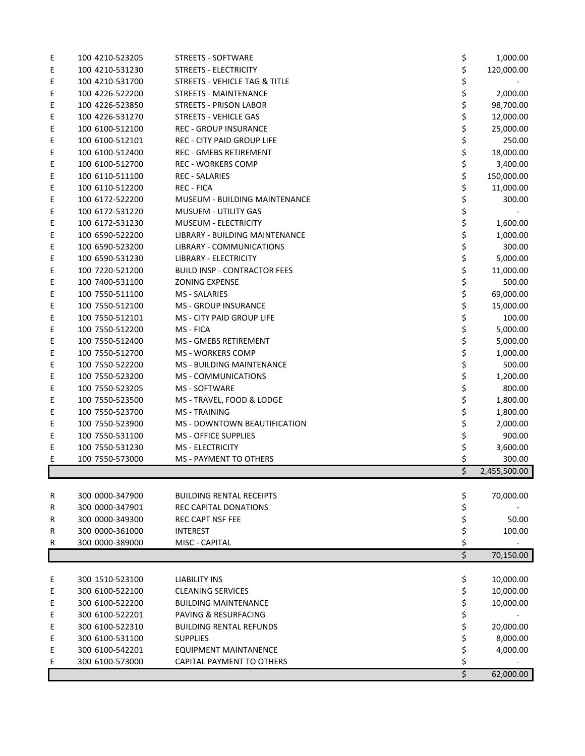| | | | |
|---|---|---|---|
| E | 100 4210-523205 | STREETS - SOFTWARE | $ 1,000.00 |
| E | 100 4210-531230 | STREETS - ELECTRICITY | $ 120,000.00 |
| E | 100 4210-531700 | STREETS - VEHICLE TAG & TITLE | $ - |
| E | 100 4226-522200 | STREETS - MAINTENANCE | $ 2,000.00 |
| E | 100 4226-523850 | STREETS - PRISON LABOR | $ 98,700.00 |
| E | 100 4226-531270 | STREETS - VEHICLE GAS | $ 12,000.00 |
| E | 100 6100-512100 | REC - GROUP INSURANCE | $ 25,000.00 |
| E | 100 6100-512101 | REC - CITY PAID GROUP LIFE | $ 250.00 |
| E | 100 6100-512400 | REC - GMEBS RETIREMENT | $ 18,000.00 |
| E | 100 6100-512700 | REC - WORKERS COMP | $ 3,400.00 |
| E | 100 6110-511100 | REC - SALARIES | $ 150,000.00 |
| E | 100 6110-512200 | REC - FICA | $ 11,000.00 |
| E | 100 6172-522200 | MUSEUM - BUILDING MAINTENANCE | $ 300.00 |
| E | 100 6172-531220 | MUSUEM - UTILITY GAS | $ - |
| E | 100 6172-531230 | MUSUEM - ELECTRICITY | $ 1,600.00 |
| E | 100 6590-522200 | LIBRARY - BUILDING MAINTENANCE | $ 1,000.00 |
| E | 100 6590-523200 | LIBRARY - COMMUNICATIONS | $ 300.00 |
| E | 100 6590-531230 | LIBRARY - ELECTRICITY | $ 5,000.00 |
| E | 100 7220-521200 | BUILD INSP - CONTRACTOR FEES | $ 11,000.00 |
| E | 100 7400-531100 | ZONING EXPENSE | $ 500.00 |
| E | 100 7550-511100 | MS - SALARIES | $ 69,000.00 |
| E | 100 7550-512100 | MS - GROUP INSURANCE | $ 15,000.00 |
| E | 100 7550-512101 | MS - CITY PAID GROUP LIFE | $ 100.00 |
| E | 100 7550-512200 | MS - FICA | $ 5,000.00 |
| E | 100 7550-512400 | MS - GMEBS RETIREMENT | $ 5,000.00 |
| E | 100 7550-512700 | MS - WORKERS COMP | $ 1,000.00 |
| E | 100 7550-522200 | MS - BUILDING MAINTENANCE | $ 500.00 |
| E | 100 7550-523200 | MS - COMMUNICATIONS | $ 1,200.00 |
| E | 100 7550-523205 | MS - SOFTWARE | $ 800.00 |
| E | 100 7550-523500 | MS - TRAVEL, FOOD & LODGE | $ 1,800.00 |
| E | 100 7550-523700 | MS - TRAINING | $ 1,800.00 |
| E | 100 7550-523900 | MS - DOWNTOWN BEAUTIFICATION | $ 2,000.00 |
| E | 100 7550-531100 | MS - OFFICE SUPPLIES | $ 900.00 |
| E | 100 7550-531230 | MS - ELECTRICITY | $ 3,600.00 |
| E | 100 7550-573000 | MS - PAYMENT TO OTHERS | $ 300.00 |
| | | | $ 2,455,500.00 |

| | | | |
|---|---|---|---|
| R | 300 0000-347900 | BUILDING RENTAL RECEIPTS | $ 70,000.00 |
| R | 300 0000-347901 | REC CAPITAL DONATIONS | $ - |
| R | 300 0000-349300 | REC CAPT NSF FEE | $ 50.00 |
| R | 300 0000-361000 | INTEREST | $ 100.00 |
| R | 300 0000-389000 | MISC - CAPITAL | $ - |
| | | | $ 70,150.00 |

| | | | |
|---|---|---|---|
| E | 300 1510-523100 | LIABILITY INS | $ 10,000.00 |
| E | 300 6100-522100 | CLEANING SERVICES | $ 10,000.00 |
| E | 300 6100-522200 | BUILDING MAINTENANCE | $ 10,000.00 |
| E | 300 6100-522201 | PAVING & RESURFACING | $ - |
| E | 300 6100-522310 | BUILDING RENTAL REFUNDS | $ 20,000.00 |
| E | 300 6100-531100 | SUPPLIES | $ 8,000.00 |
| E | 300 6100-542201 | EQUIPMENT MAINTANENCE | $ 4,000.00 |
| E | 300 6100-573000 | CAPITAL PAYMENT TO OTHERS | $ - |
| | | | $ 62,000.00 |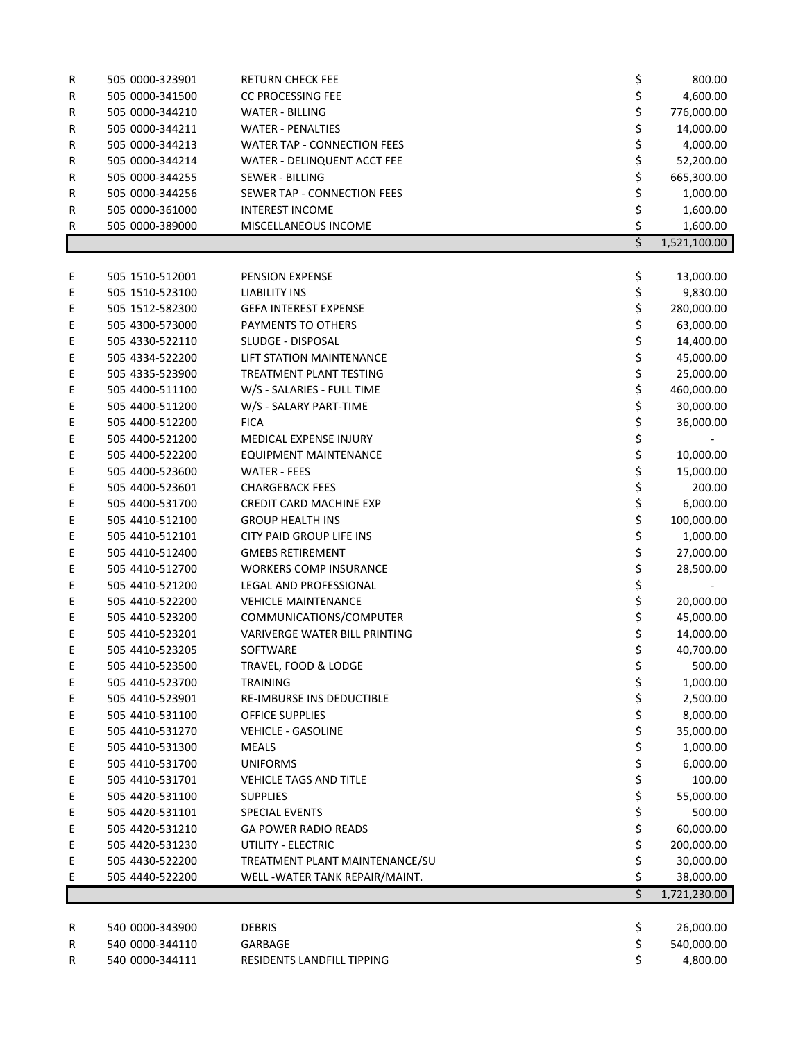| | | | |
|---|---|---|---|
| R | 505 0000-323901 | RETURN CHECK FEE | $ 800.00 |
| R | 505 0000-341500 | CC PROCESSING FEE | $ 4,600.00 |
| R | 505 0000-344210 | WATER - BILLING | $ 776,000.00 |
| R | 505 0000-344211 | WATER - PENALTIES | $ 14,000.00 |
| R | 505 0000-344213 | WATER TAP - CONNECTION FEES | $ 4,000.00 |
| R | 505 0000-344214 | WATER - DELINQUENT ACCT FEE | $ 52,200.00 |
| R | 505 0000-344255 | SEWER - BILLING | $ 665,300.00 |
| R | 505 0000-344256 | SEWER TAP - CONNECTION FEES | $ 1,000.00 |
| R | 505 0000-361000 | INTEREST INCOME | $ 1,600.00 |
| R | 505 0000-389000 | MISCELLANEOUS INCOME | $ 1,600.00 |
| | | | $ 1,521,100.00 |
| | | | |
| E | 505 1510-512001 | PENSION EXPENSE | $ 13,000.00 |
| E | 505 1510-523100 | LIABILITY INS | $ 9,830.00 |
| E | 505 1512-582300 | GEFA INTEREST EXPENSE | $ 280,000.00 |
| E | 505 4300-573000 | PAYMENTS TO OTHERS | $ 63,000.00 |
| E | 505 4330-522110 | SLUDGE - DISPOSAL | $ 14,400.00 |
| E | 505 4334-522200 | LIFT STATION MAINTENANCE | $ 45,000.00 |
| E | 505 4335-523900 | TREATMENT PLANT TESTING | $ 25,000.00 |
| E | 505 4400-511100 | W/S - SALARIES - FULL TIME | $ 460,000.00 |
| E | 505 4400-511200 | W/S - SALARY PART-TIME | $ 30,000.00 |
| E | 505 4400-512200 | FICA | $ 36,000.00 |
| E | 505 4400-521200 | MEDICAL EXPENSE INJURY | $ - |
| E | 505 4400-522200 | EQUIPMENT MAINTENANCE | $ 10,000.00 |
| E | 505 4400-523600 | WATER - FEES | $ 15,000.00 |
| E | 505 4400-523601 | CHARGEBACK FEES | $ 200.00 |
| E | 505 4400-531700 | CREDIT CARD MACHINE EXP | $ 6,000.00 |
| E | 505 4410-512100 | GROUP HEALTH INS | $ 100,000.00 |
| E | 505 4410-512101 | CITY PAID GROUP LIFE INS | $ 1,000.00 |
| E | 505 4410-512400 | GMEBS RETIREMENT | $ 27,000.00 |
| E | 505 4410-512700 | WORKERS COMP INSURANCE | $ 28,500.00 |
| E | 505 4410-521200 | LEGAL AND PROFESSIONAL | $ - |
| E | 505 4410-522200 | VEHICLE MAINTENANCE | $ 20,000.00 |
| E | 505 4410-523200 | COMMUNICATIONS/COMPUTER | $ 45,000.00 |
| E | 505 4410-523201 | VARIVERGE WATER BILL PRINTING | $ 14,000.00 |
| E | 505 4410-523205 | SOFTWARE | $ 40,700.00 |
| E | 505 4410-523500 | TRAVEL, FOOD & LODGE | $ 500.00 |
| E | 505 4410-523700 | TRAINING | $ 1,000.00 |
| E | 505 4410-523901 | RE-IMBURSE INS DEDUCTIBLE | $ 2,500.00 |
| E | 505 4410-531100 | OFFICE SUPPLIES | $ 8,000.00 |
| E | 505 4410-531270 | VEHICLE - GASOLINE | $ 35,000.00 |
| E | 505 4410-531300 | MEALS | $ 1,000.00 |
| E | 505 4410-531700 | UNIFORMS | $ 6,000.00 |
| E | 505 4410-531701 | VEHICLE TAGS AND TITLE | $ 100.00 |
| E | 505 4420-531100 | SUPPLIES | $ 55,000.00 |
| E | 505 4420-531101 | SPECIAL EVENTS | $ 500.00 |
| E | 505 4420-531210 | GA POWER RADIO READS | $ 60,000.00 |
| E | 505 4420-531230 | UTILITY - ELECTRIC | $ 200,000.00 |
| E | 505 4430-522200 | TREATMENT PLANT MAINTENANCE/SU | $ 30,000.00 |
| E | 505 4440-522200 | WELL -WATER TANK REPAIR/MAINT. | $ 38,000.00 |
| | | | $ 1,721,230.00 |
| | | | |
| R | 540 0000-343900 | DEBRIS | $ 26,000.00 |
| R | 540 0000-344110 | GARBAGE | $ 540,000.00 |
| R | 540 0000-344111 | RESIDENTS LANDFILL TIPPING | $ 4,800.00 |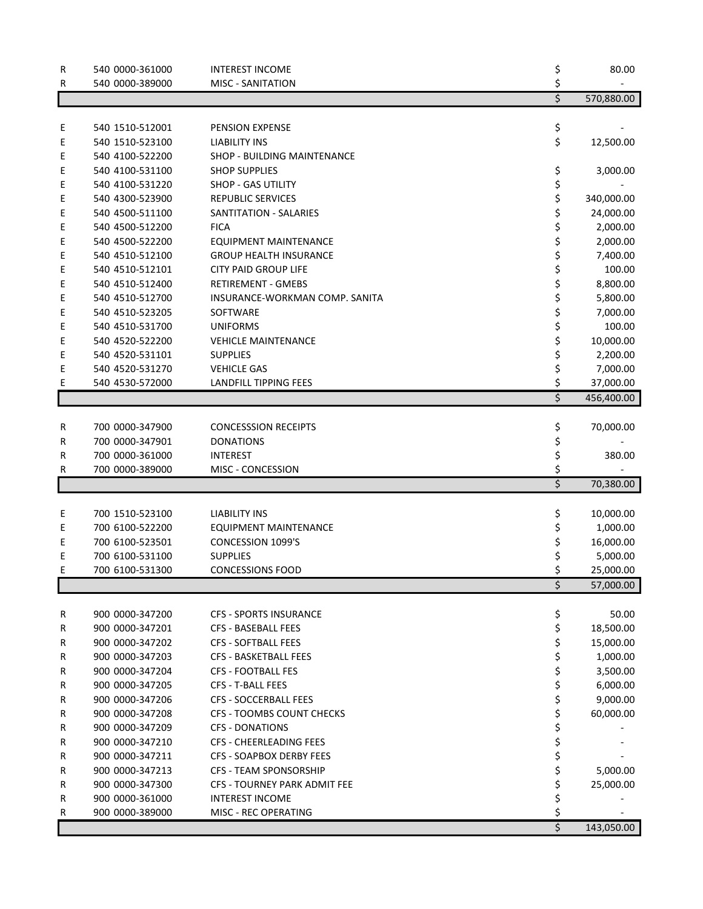| | | | | |
|---|---|---|---|---|
| R | 540 0000-361000 | INTEREST INCOME | $ | 80.00 |
| R | 540 0000-389000 | MISC - SANITATION | $ | - |
| | | | $ | 570,880.00 |
| | | | | |
| E | 540 1510-512001 | PENSION EXPENSE | $ | - |
| E | 540 1510-523100 | LIABILITY INS | $ | 12,500.00 |
| E | 540 4100-522200 | SHOP - BUILDING MAINTENANCE | | |
| E | 540 4100-531100 | SHOP SUPPLIES | $ | 3,000.00 |
| E | 540 4100-531220 | SHOP - GAS UTILITY | $ | - |
| E | 540 4300-523900 | REPUBLIC SERVICES | $ | 340,000.00 |
| E | 540 4500-511100 | SANTITATION - SALARIES | $ | 24,000.00 |
| E | 540 4500-512200 | FICA | $ | 2,000.00 |
| E | 540 4500-522200 | EQUIPMENT MAINTENANCE | $ | 2,000.00 |
| E | 540 4510-512100 | GROUP HEALTH INSURANCE | $ | 7,400.00 |
| E | 540 4510-512101 | CITY PAID GROUP LIFE | $ | 100.00 |
| E | 540 4510-512400 | RETIREMENT - GMEBS | $ | 8,800.00 |
| E | 540 4510-512700 | INSURANCE-WORKMAN COMP. SANITA | $ | 5,800.00 |
| E | 540 4510-523205 | SOFTWARE | $ | 7,000.00 |
| E | 540 4510-531700 | UNIFORMS | $ | 100.00 |
| E | 540 4520-522200 | VEHICLE MAINTENANCE | $ | 10,000.00 |
| E | 540 4520-531101 | SUPPLIES | $ | 2,200.00 |
| E | 540 4520-531270 | VEHICLE GAS | $ | 7,000.00 |
| E | 540 4530-572000 | LANDFILL TIPPING FEES | $ | 37,000.00 |
| | | | $ | 456,400.00 |
| | | | | |
| R | 700 0000-347900 | CONCESSSION RECEIPTS | $ | 70,000.00 |
| R | 700 0000-347901 | DONATIONS | $ | - |
| R | 700 0000-361000 | INTEREST | $ | 380.00 |
| R | 700 0000-389000 | MISC - CONCESSION | $ | - |
| | | | $ | 70,380.00 |
| | | | | |
| E | 700 1510-523100 | LIABILITY INS | $ | 10,000.00 |
| E | 700 6100-522200 | EQUIPMENT MAINTENANCE | $ | 1,000.00 |
| E | 700 6100-523501 | CONCESSION 1099'S | $ | 16,000.00 |
| E | 700 6100-531100 | SUPPLIES | $ | 5,000.00 |
| E | 700 6100-531300 | CONCESSIONS FOOD | $ | 25,000.00 |
| | | | $ | 57,000.00 |
| | | | | |
| R | 900 0000-347200 | CFS - SPORTS INSURANCE | $ | 50.00 |
| R | 900 0000-347201 | CFS - BASEBALL FEES | $ | 18,500.00 |
| R | 900 0000-347202 | CFS - SOFTBALL FEES | $ | 15,000.00 |
| R | 900 0000-347203 | CFS - BASKETBALL FEES | $ | 1,000.00 |
| R | 900 0000-347204 | CFS - FOOTBALL FES | $ | 3,500.00 |
| R | 900 0000-347205 | CFS - T-BALL FEES | $ | 6,000.00 |
| R | 900 0000-347206 | CFS - SOCCERBALL FEES | $ | 9,000.00 |
| R | 900 0000-347208 | CFS - TOOMBS COUNT CHECKS | $ | 60,000.00 |
| R | 900 0000-347209 | CFS - DONATIONS | $ | - |
| R | 900 0000-347210 | CFS - CHEERLEADING FEES | $ | - |
| R | 900 0000-347211 | CFS - SOAPBOX DERBY FEES | $ | - |
| R | 900 0000-347213 | CFS - TEAM SPONSORSHIP | $ | 5,000.00 |
| R | 900 0000-347300 | CFS - TOURNEY PARK ADMIT FEE | $ | 25,000.00 |
| R | 900 0000-361000 | INTEREST INCOME | $ | - |
| R | 900 0000-389000 | MISC - REC OPERATING | $ | - |
| | | | $ | 143,050.00 |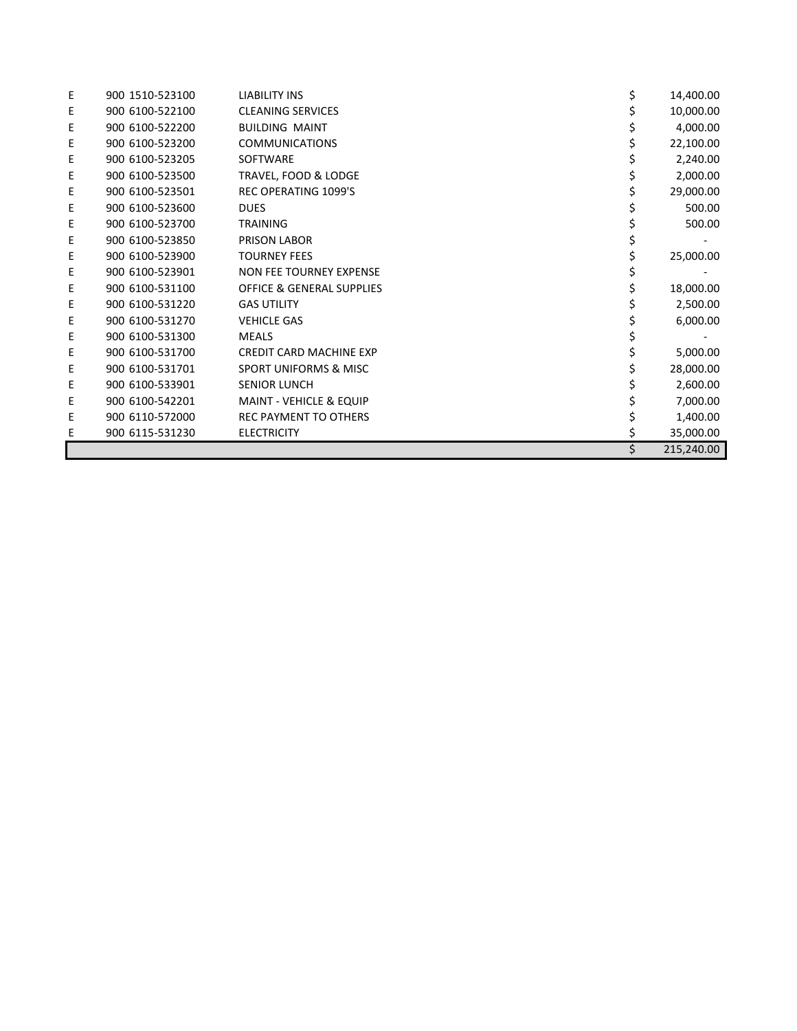| | | | |
|---|---|---|---|
| E | 900 1510-523100 | LIABILITY INS | $ 14,400.00 |
| E | 900 6100-522100 | CLEANING SERVICES | $ 10,000.00 |
| E | 900 6100-522200 | BUILDING MAINT | $ 4,000.00 |
| E | 900 6100-523200 | COMMUNICATIONS | $ 22,100.00 |
| E | 900 6100-523205 | SOFTWARE | $ 2,240.00 |
| E | 900 6100-523500 | TRAVEL, FOOD & LODGE | $ 2,000.00 |
| E | 900 6100-523501 | REC OPERATING 1099'S | $ 29,000.00 |
| E | 900 6100-523600 | DUES | $ 500.00 |
| E | 900 6100-523700 | TRAINING | $ 500.00 |
| E | 900 6100-523850 | PRISON LABOR | $ - |
| E | 900 6100-523900 | TOURNEY FEES | $ 25,000.00 |
| E | 900 6100-523901 | NON FEE TOURNEY EXPENSE | $ - |
| E | 900 6100-531100 | OFFICE & GENERAL SUPPLIES | $ 18,000.00 |
| E | 900 6100-531220 | GAS UTILITY | $ 2,500.00 |
| E | 900 6100-531270 | VEHICLE GAS | $ 6,000.00 |
| E | 900 6100-531300 | MEALS | $ - |
| E | 900 6100-531700 | CREDIT CARD MACHINE EXP | $ 5,000.00 |
| E | 900 6100-531701 | SPORT UNIFORMS & MISC | $ 28,000.00 |
| E | 900 6100-533901 | SENIOR LUNCH | $ 2,600.00 |
| E | 900 6100-542201 | MAINT - VEHICLE & EQUIP | $ 7,000.00 |
| E | 900 6110-572000 | REC PAYMENT TO OTHERS | $ 1,400.00 |
| E | 900 6115-531230 | ELECTRICITY | $ 35,000.00 |
| | | | $ 215,240.00 |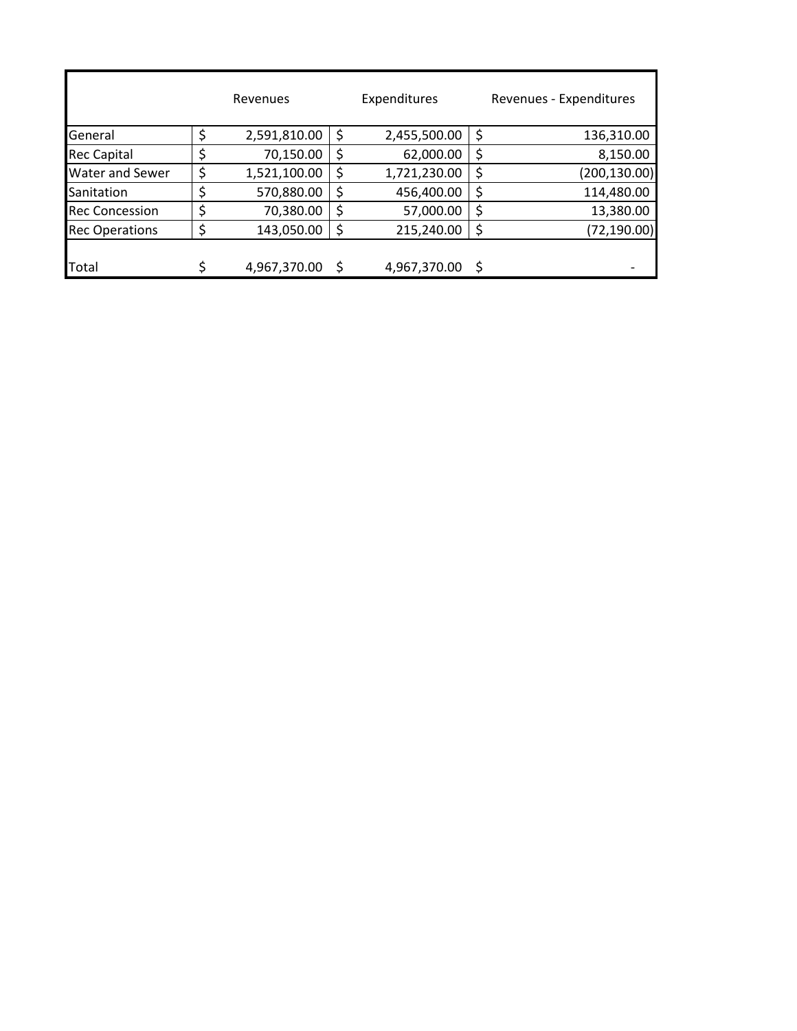| | Revenues | Expenditures | Revenues - Expenditures |
|---|---|---|---|
| General | $ 2,591,810.00 | $ 2,455,500.00 | $ 136,310.00 |
| Rec Capital | $ 70,150.00 | $ 62,000.00 | $ 8,150.00 |
| Water and Sewer | $ 1,521,100.00 | $ 1,721,230.00 | $ (200,130.00) |
| Sanitation | $ 570,880.00 | $ 456,400.00 | $ 114,480.00 |
| Rec Concession | $ 70,380.00 | $ 57,000.00 | $ 13,380.00 |
| Rec Operations | $ 143,050.00 | $ 215,240.00 | $ (72,190.00) |
| Total | $ 4,967,370.00 | $ 4,967,370.00 | $ - |